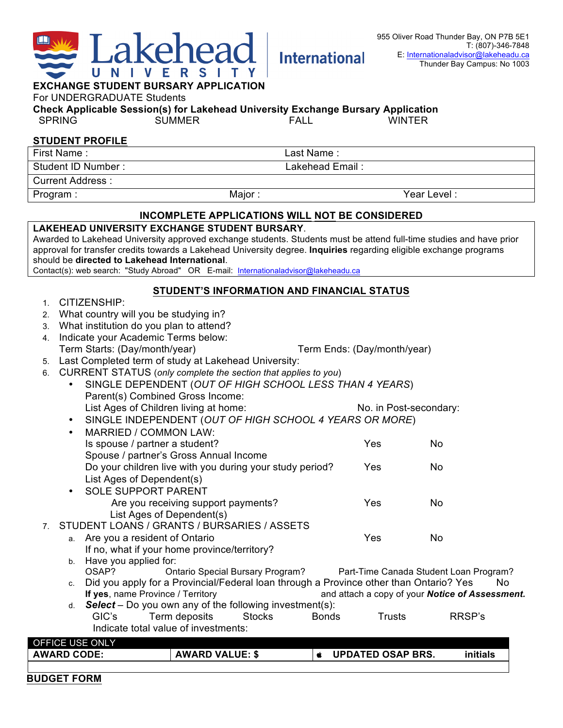Lakehead University | International

955 Oliver Road Thunder Bay, ON P7B 5E1
T: (807)-346-7848
E: Internationaladvisor@lakeheadu.ca
Thunder Bay Campus: No 1003

# EXCHANGE STUDENT BURSARY APPLICATION

For UNDERGRADUATE Students

**Check Applicable Session(s) for Lakehead University Exchange Bursary Application**

SPRING SUMMER FALL WINTER

## STUDENT PROFILE

| | | |
|---|---|---|
| First Name : | Last Name : | |
| Student ID Number : | Lakehead Email : | |
| Current Address : | | |
| Program : | Major : | Year Level : |

**INCOMPLETE APPLICATIONS WILL NOT BE CONSIDERED**

**LAKEHEAD UNIVERSITY EXCHANGE STUDENT BURSARY**.
Awarded to Lakehead University approved exchange students. Students must be attend full-time studies and have prior approval for transfer credits towards a Lakehead University degree. **Inquiries** regarding eligible exchange programs should be **directed to Lakehead International**.
Contact(s): web search: "Study Abroad" OR E-mail: Internationaladvisor@lakeheadu.ca

## STUDENT'S INFORMATION AND FINANCIAL STATUS

1. CITIZENSHIP:
2. What country will you be studying in?
3. What institution do you plan to attend?
4. Indicate your Academic Terms below:
   Term Starts: (Day/month/year) Term Ends: (Day/month/year)
5. Last Completed term of study at Lakehead University:
6. CURRENT STATUS (*only complete the section that applies to you*)
   - SINGLE DEPENDENT (*OUT OF HIGH SCHOOL LESS THAN 4 YEARS*)
     Parent(s) Combined Gross Income:
     List Ages of Children living at home: No. in Post-secondary:
   - SINGLE INDEPENDENT (*OUT OF HIGH SCHOOL 4 YEARS OR MORE*)
   - MARRIED / COMMON LAW:
     Is spouse / partner a student? Yes No
     Spouse / partner's Gross Annual Income
     Do your children live with you during your study period? Yes No
     List Ages of Dependent(s)
   - SOLE SUPPORT PARENT
     Are you receiving support payments? Yes No
     List Ages of Dependent(s)
7. STUDENT LOANS / GRANTS / BURSARIES / ASSETS
   a. Are you a resident of Ontario Yes No
      If no, what if your home province/territory?
   b. Have you applied for:
      OSAP? Ontario Special Bursary Program? Part-Time Canada Student Loan Program?
   c. Did you apply for a Provincial/Federal loan through a Province other than Ontario? Yes No
      **If yes**, name Province / Territory and attach a copy of your ***Notice of Assessment.***
   d. ***Select*** – Do you own any of the following investment(s):
      GIC's Term deposits Stocks Bonds Trusts RRSP's
      Indicate total value of investments:

| OFFICE USE ONLY | | | |
|---|---|---|---|
| **AWARD CODE:** | **AWARD VALUE: $** | **UPDATED OSAP BRS.** | **initials** |
| | | | |

**BUDGET FORM**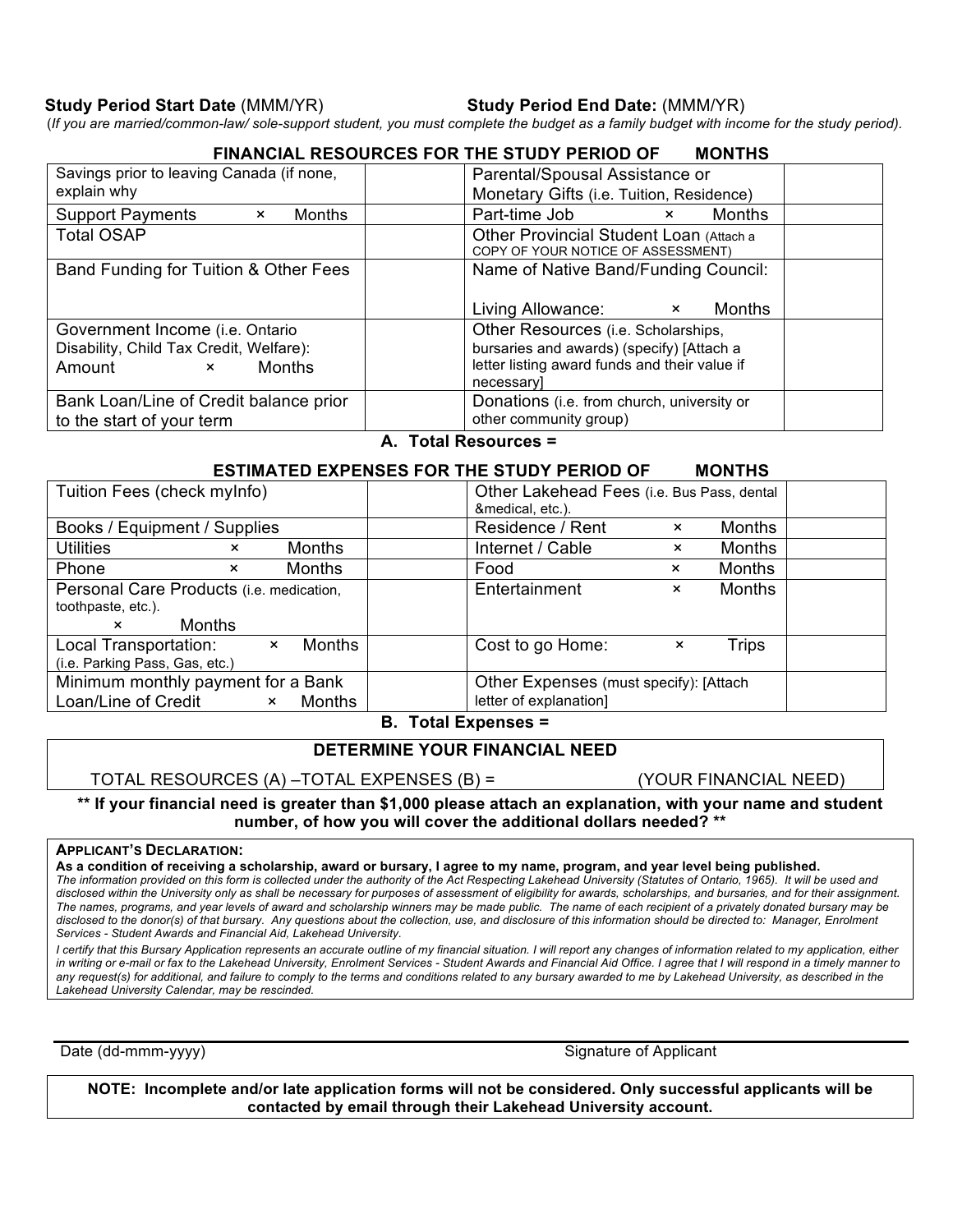**Study Period Start Date** (MMM/YR) **Study Period End Date:** (MMM/YR)

(*If you are married/common-law/ sole-support student, you must complete the budget as a family budget with income for the study period).*

**FINANCIAL RESOURCES FOR THE STUDY PERIOD OF MONTHS**

| | | | |
|---|---|---|---|
| Savings prior to leaving Canada (if none, explain why | | Parental/Spousal Assistance or Monetary Gifts (i.e. Tuition, Residence) | |
| Support Payments × Months | | Part-time Job × Months | |
| Total OSAP | | Other Provincial Student Loan (Attach a COPY OF YOUR NOTICE OF ASSESSMENT) | |
| Band Funding for Tuition & Other Fees | | Name of Native Band/Funding Council: Living Allowance: × Months | |
| Government Income (i.e. Ontario Disability, Child Tax Credit, Welfare): Amount × Months | | Other Resources (i.e. Scholarships, bursaries and awards) (specify) [Attach a letter listing award funds and their value if necessary] | |
| Bank Loan/Line of Credit balance prior to the start of your term | | Donations (i.e. from church, university or other community group) | |

**A. Total Resources =**

**ESTIMATED EXPENSES FOR THE STUDY PERIOD OF MONTHS**

| | | | |
|---|---|---|---|
| Tuition Fees (check myInfo) | | Other Lakehead Fees (i.e. Bus Pass, dental &medical, etc.). | |
| Books / Equipment / Supplies | | Residence / Rent × Months | |
| Utilities × Months | | Internet / Cable × Months | |
| Phone × Months | | Food × Months | |
| Personal Care Products (i.e. medication, toothpaste, etc.). × Months | | Entertainment × Months | |
| Local Transportation: × Months (i.e. Parking Pass, Gas, etc.) | | Cost to go Home: × Trips | |
| Minimum monthly payment for a Bank Loan/Line of Credit × Months | | Other Expenses (must specify): [Attach letter of explanation] | |

**B. Total Expenses =**

**DETERMINE YOUR FINANCIAL NEED**

TOTAL RESOURCES (A) –TOTAL EXPENSES (B) = (YOUR FINANCIAL NEED)

**\*\* If your financial need is greater than $1,000 please attach an explanation, with your name and student number, of how you will cover the additional dollars needed? \*\***

**APPLICANT'S DECLARATION:**

**As a condition of receiving a scholarship, award or bursary, I agree to my name, program, and year level being published.**

*The information provided on this form is collected under the authority of the Act Respecting Lakehead University (Statutes of Ontario, 1965). It will be used and disclosed within the University only as shall be necessary for purposes of assessment of eligibility for awards, scholarships, and bursaries, and for their assignment. The names, programs, and year levels of award and scholarship winners may be made public. The name of each recipient of a privately donated bursary may be disclosed to the donor(s) of that bursary. Any questions about the collection, use, and disclosure of this information should be directed to: Manager, Enrolment Services - Student Awards and Financial Aid, Lakehead University.*

*I certify that this Bursary Application represents an accurate outline of my financial situation. I will report any changes of information related to my application, either in writing or e-mail or fax to the Lakehead University, Enrolment Services - Student Awards and Financial Aid Office. I agree that I will respond in a timely manner to any request(s) for additional, and failure to comply to the terms and conditions related to any bursary awarded to me by Lakehead University, as described in the Lakehead University Calendar, may be rescinded.*

Date (dd-mmm-yyyy) Signature of Applicant

**NOTE: Incomplete and/or late application forms will not be considered. Only successful applicants will be contacted by email through their Lakehead University account.**